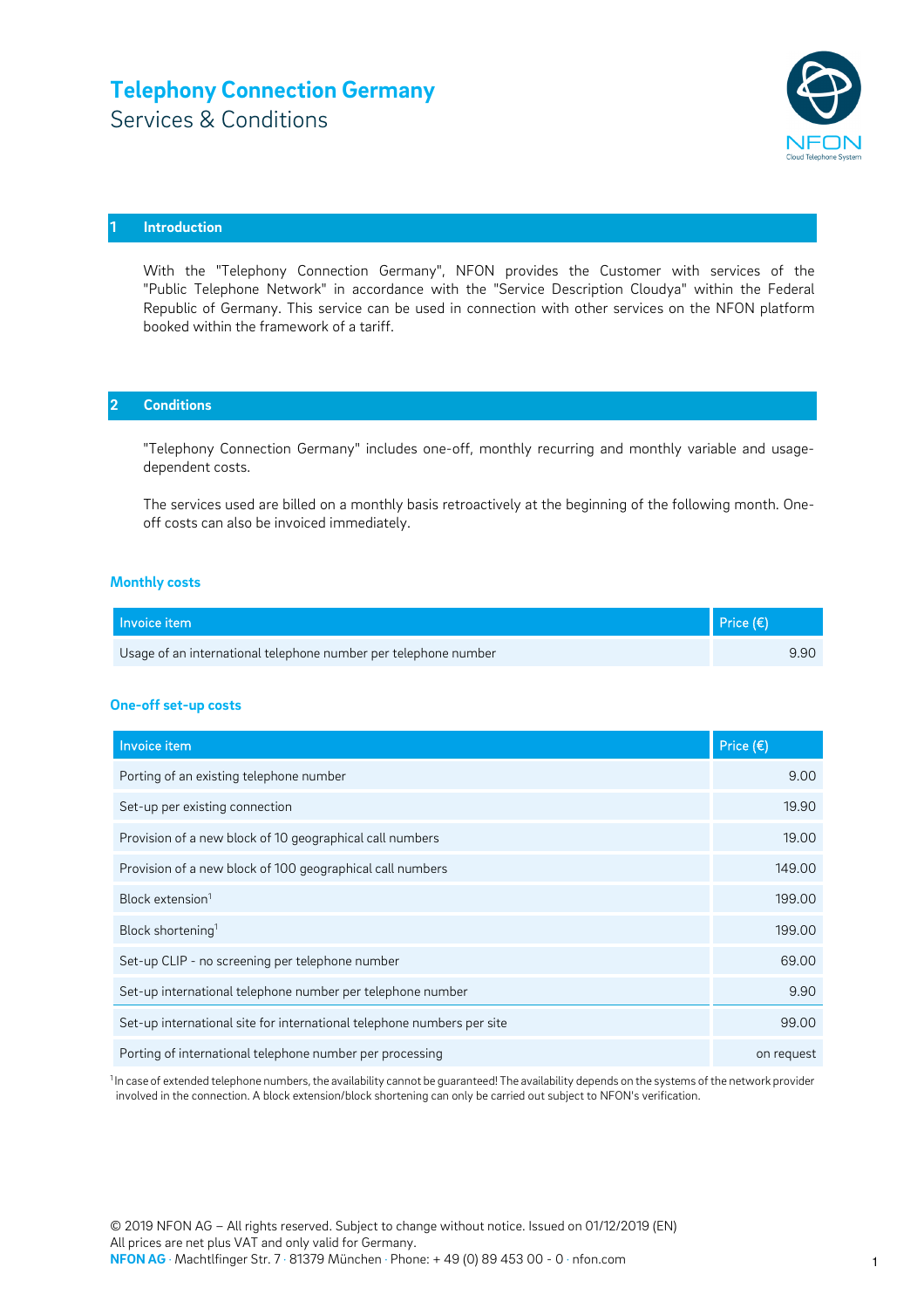# Telephony Connection Germany

Services & Conditions

## 1 Introduction

With the "Telephony Connection Germany", NFON provides the Customer with services of the "Public Telephone Network" in accordance with the "Service Description Cloudya" within the Federal Republic of Germany. This service can be used in connection with other services on the NFON platform booked within the framework of a tariff.

## 2 Conditions

"Telephony Connection Germany" includes one-off, monthly recurring and monthly variable and usage-dependent costs.

The services used are billed on a monthly basis retroactively at the beginning of the following month. One-off costs can also be invoiced immediately.

### Monthly costs

| Invoice item | Price (€) |
|---|---|
| Usage of an international telephone number per telephone number | 9.90 |

### One-off set-up costs

| Invoice item | Price (€) |
|---|---|
| Porting of an existing telephone number | 9.00 |
| Set-up per existing connection | 19.90 |
| Provision of a new block of 10 geographical call numbers | 19.00 |
| Provision of a new block of 100 geographical call numbers | 149.00 |
| Block extension[1] | 199.00 |
| Block shortening[1] | 199.00 |
| Set-up CLIP - no screening per telephone number | 69.00 |
| Set-up international telephone number per telephone number | 9.90 |
| Set-up international site for international telephone numbers per site | 99.00 |
| Porting of international telephone number per processing | on request |

[1] In case of extended telephone numbers, the availability cannot be guaranteed! The availability depends on the systems of the network provider involved in the connection. A block extension/block shortening can only be carried out subject to NFON's verification.

© 2019 NFON AG – All rights reserved. Subject to change without notice. Issued on 01/12/2019 (EN)
All prices are net plus VAT and only valid for Germany.
**NFON AG** · Machtlfinger Str. 7 · 81379 München · Phone: + 49 (0) 89 453 00 - 0 · nfon.com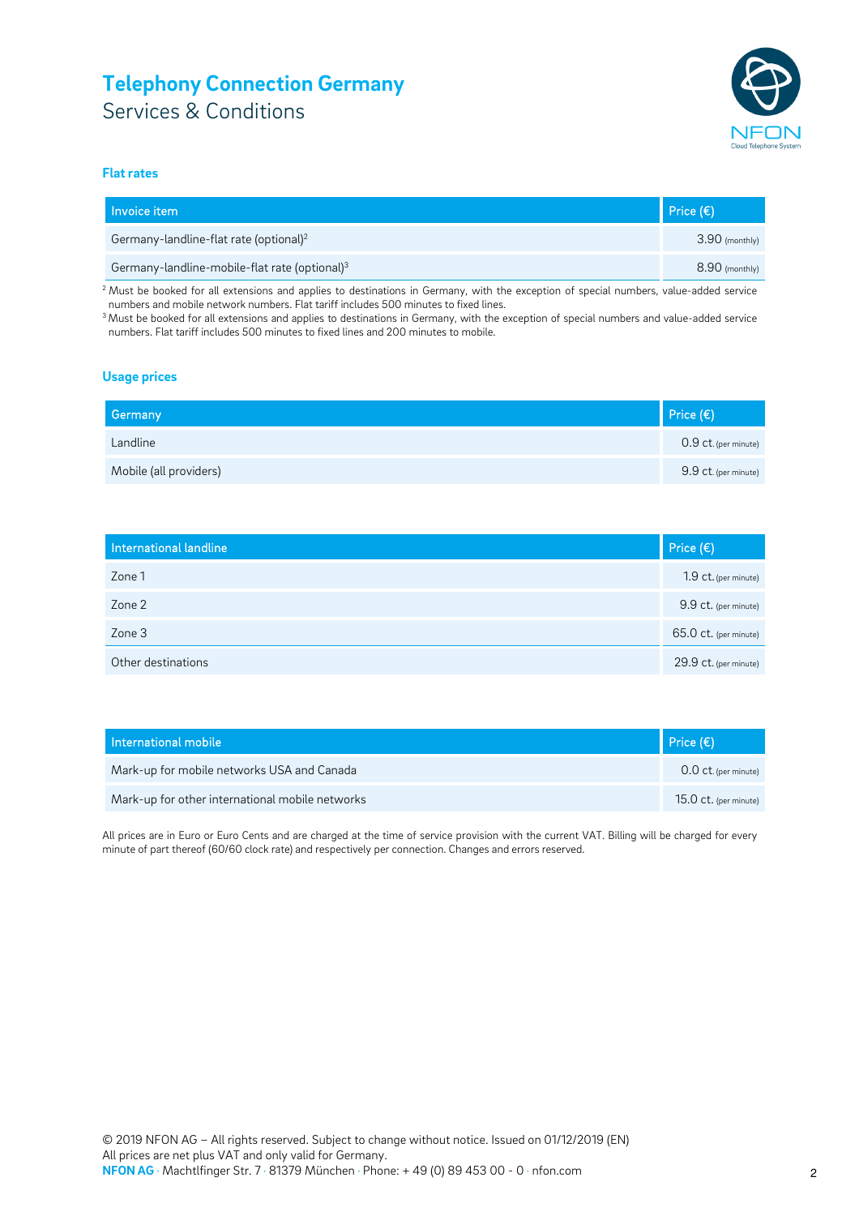# Telephony Connection Germany

Services & Conditions

## Flat rates

| Invoice item | Price (€) |
|---|---|
| Germany-landline-flat rate (optional)[2] | 3.90 (monthly) |
| Germany-landline-mobile-flat rate (optional)[3] | 8.90 (monthly) |

[2] Must be booked for all extensions and applies to destinations in Germany, with the exception of special numbers, value-added service numbers and mobile network numbers. Flat tariff includes 500 minutes to fixed lines.

[3] Must be booked for all extensions and applies to destinations in Germany, with the exception of special numbers and value-added service numbers. Flat tariff includes 500 minutes to fixed lines and 200 minutes to mobile.

## Usage prices

| Germany | Price (€) |
|---|---|
| Landline | 0.9 ct. (per minute) |
| Mobile (all providers) | 9.9 ct. (per minute) |

| International landline | Price (€) |
|---|---|
| Zone 1 | 1.9 ct. (per minute) |
| Zone 2 | 9.9 ct. (per minute) |
| Zone 3 | 65.0 ct. (per minute) |
| Other destinations | 29.9 ct. (per minute) |

| International mobile | Price (€) |
|---|---|
| Mark-up for mobile networks USA and Canada | 0.0 ct. (per minute) |
| Mark-up for other international mobile networks | 15.0 ct. (per minute) |

All prices are in Euro or Euro Cents and are charged at the time of service provision with the current VAT. Billing will be charged for every minute of part thereof (60/60 clock rate) and respectively per connection. Changes and errors reserved.

© 2019 NFON AG – All rights reserved. Subject to change without notice. Issued on 01/12/2019 (EN)
All prices are net plus VAT and only valid for Germany.
**NFON AG** · Machtlfinger Str. 7 · 81379 München · Phone: + 49 (0) 89 453 00 - 0 · nfon.com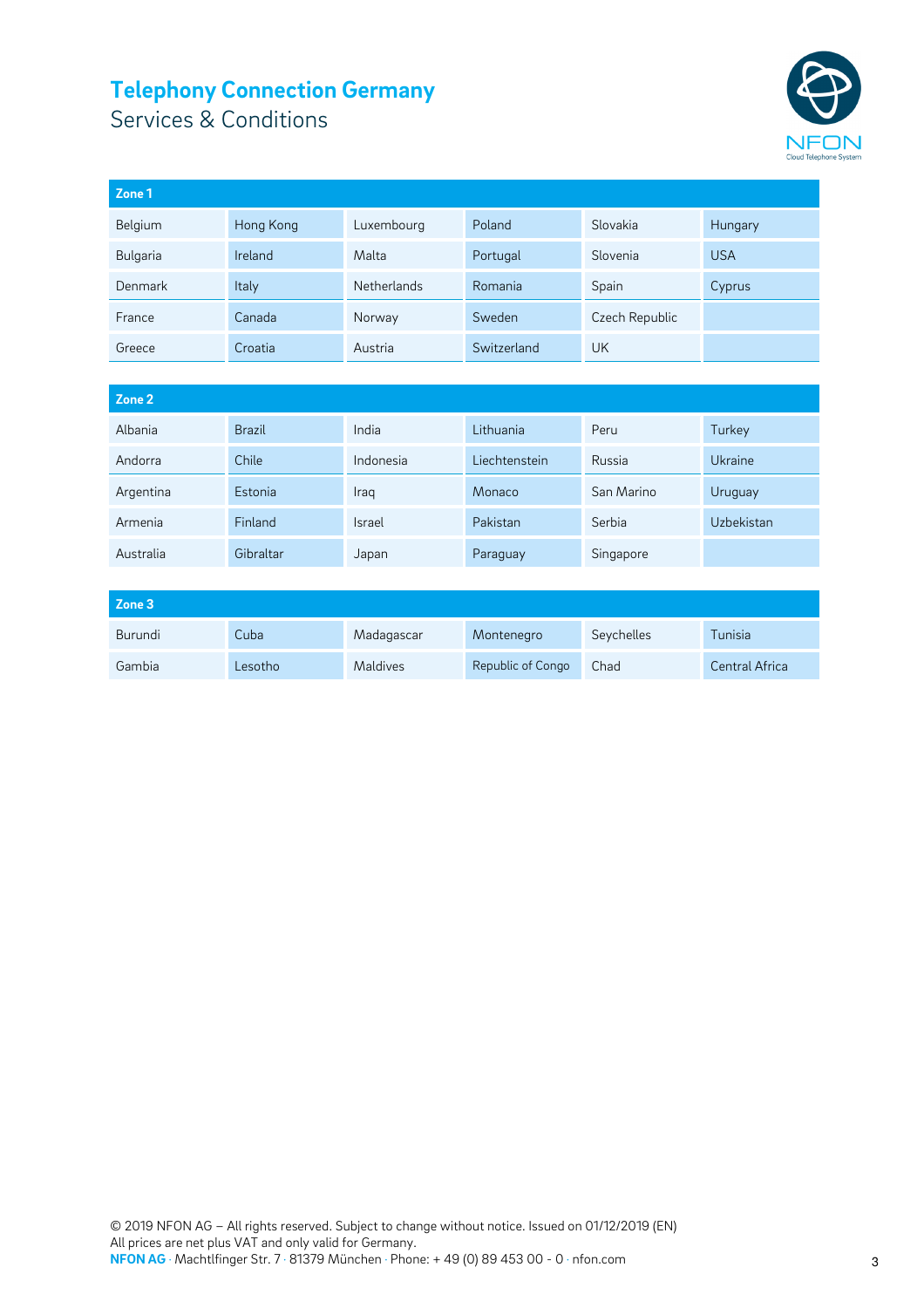# Telephony Connection Germany

Services & Conditions

| Zone 1 | | | | | |
|---|---|---|---|---|---|
| Belgium | Hong Kong | Luxembourg | Poland | Slovakia | Hungary |
| Bulgaria | Ireland | Malta | Portugal | Slovenia | USA |
| Denmark | Italy | Netherlands | Romania | Spain | Cyprus |
| France | Canada | Norway | Sweden | Czech Republic | |
| Greece | Croatia | Austria | Switzerland | UK | |

| Zone 2 | | | | | |
|---|---|---|---|---|---|
| Albania | Brazil | India | Lithuania | Peru | Turkey |
| Andorra | Chile | Indonesia | Liechtenstein | Russia | Ukraine |
| Argentina | Estonia | Iraq | Monaco | San Marino | Uruguay |
| Armenia | Finland | Israel | Pakistan | Serbia | Uzbekistan |
| Australia | Gibraltar | Japan | Paraguay | Singapore | |

| Zone 3 | | | | | |
|---|---|---|---|---|---|
| Burundi | Cuba | Madagascar | Montenegro | Seychelles | Tunisia |
| Gambia | Lesotho | Maldives | Republic of Congo | Chad | Central Africa |

© 2019 NFON AG – All rights reserved. Subject to change without notice. Issued on 01/12/2019 (EN)
All prices are net plus VAT and only valid for Germany.
**NFON AG** · Machtlfinger Str. 7 · 81379 München · Phone: + 49 (0) 89 453 00 - 0 · nfon.com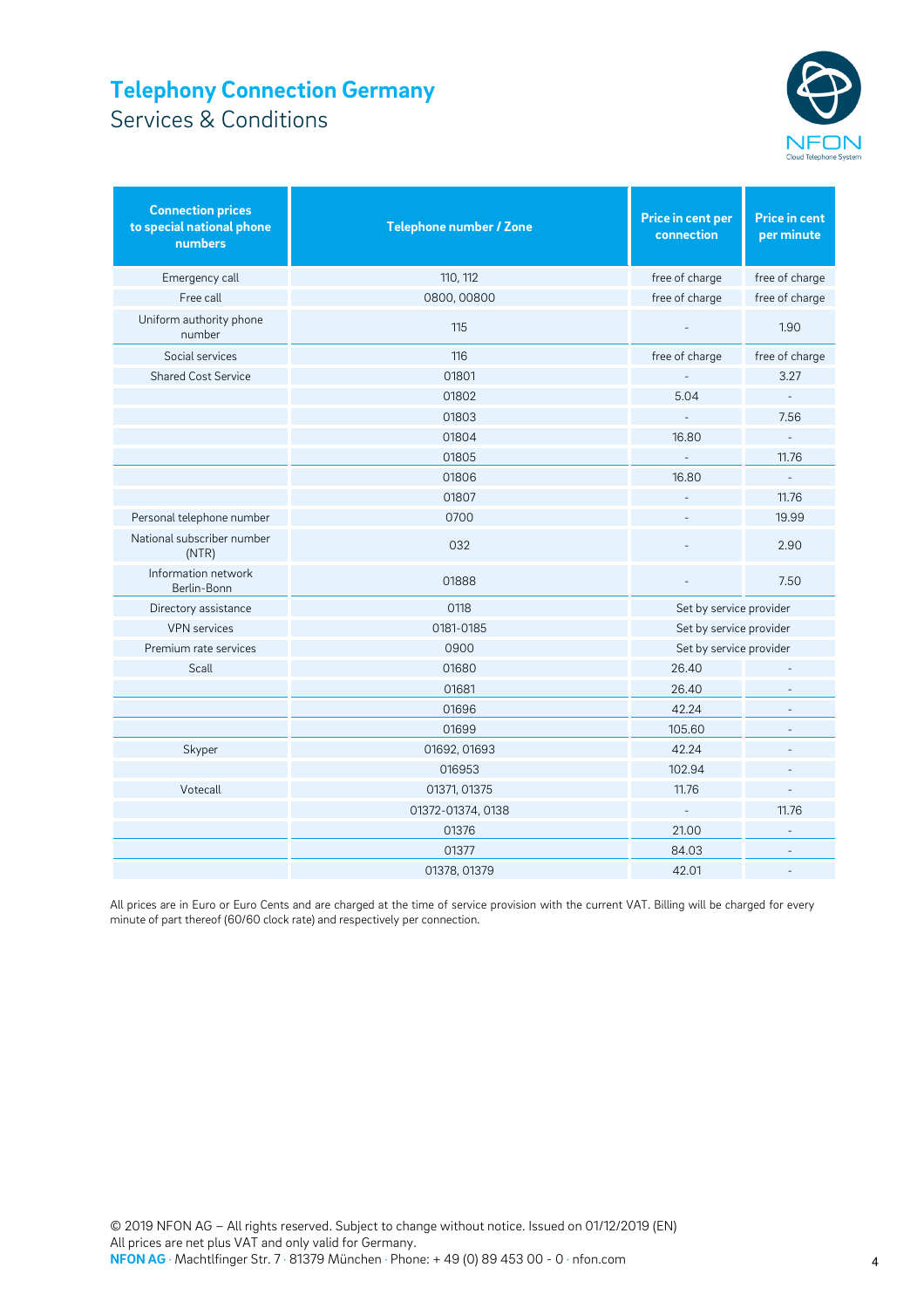# Telephony Connection Germany

## Services & Conditions

| Connection prices to special national phone numbers | Telephone number / Zone | Price in cent per connection | Price in cent per minute |
|---|---|---|---|
| Emergency call | 110, 112 | free of charge | free of charge |
| Free call | 0800, 00800 | free of charge | free of charge |
| Uniform authority phone number | 115 | - | 1.90 |
| Social services | 116 | free of charge | free of charge |
| Shared Cost Service | 01801 | - | 3.27 |
| | 01802 | 5.04 | - |
| | 01803 | - | 7.56 |
| | 01804 | 16.80 | - |
| | 01805 | - | 11.76 |
| | 01806 | 16.80 | - |
| | 01807 | - | 11.76 |
| Personal telephone number | 0700 | - | 19.99 |
| National subscriber number (NTR) | 032 | - | 2.90 |
| Information network Berlin-Bonn | 01888 | - | 7.50 |
| Directory assistance | 0118 | Set by service provider | |
| VPN services | 0181-0185 | Set by service provider | |
| Premium rate services | 0900 | Set by service provider | |
| Scall | 01680 | 26.40 | - |
| | 01681 | 26.40 | - |
| | 01696 | 42.24 | - |
| | 01699 | 105.60 | - |
| Skyper | 01692, 01693 | 42.24 | - |
| | 016953 | 102.94 | - |
| Votecall | 01371, 01375 | 11.76 | - |
| | 01372-01374, 0138 | - | 11.76 |
| | 01376 | 21.00 | - |
| | 01377 | 84.03 | - |
| | 01378, 01379 | 42.01 | - |

All prices are in Euro or Euro Cents and are charged at the time of service provision with the current VAT. Billing will be charged for every minute of part thereof (60/60 clock rate) and respectively per connection.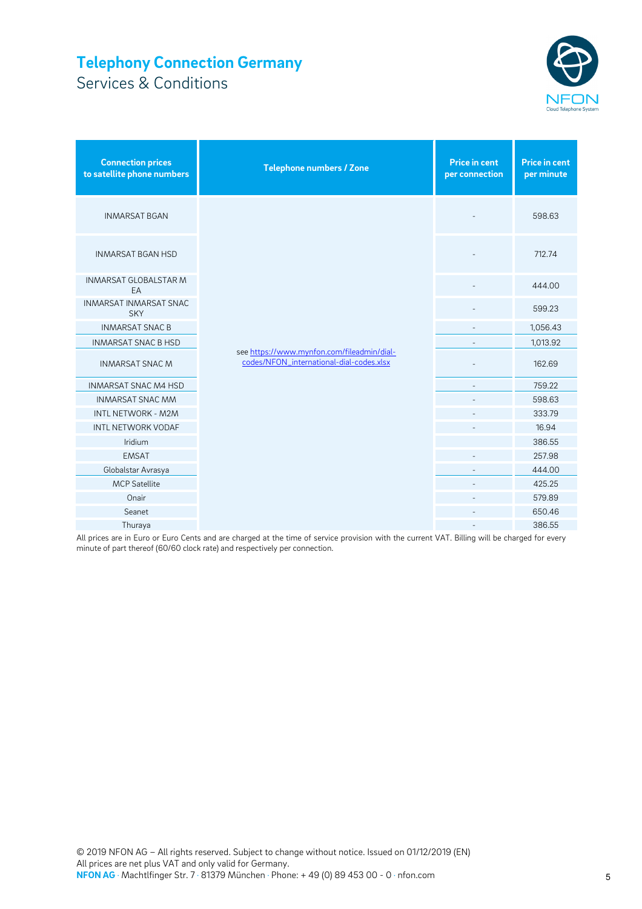# Telephony Connection Germany
Services & Conditions

| Connection prices to satellite phone numbers | Telephone numbers / Zone | Price in cent per connection | Price in cent per minute |
|---|---|---|---|
| INMARSAT BGAN | see https://www.mynfon.com/fileadmin/dial-codes/NFON_international-dial-codes.xlsx | - | 598.63 |
| INMARSAT BGAN HSD | | - | 712.74 |
| INMARSAT GLOBALSTAR M EA | | - | 444.00 |
| INMARSAT INMARSAT SNAC SKY | | - | 599.23 |
| INMARSAT SNAC B | | - | 1,056.43 |
| INMARSAT SNAC B HSD | | - | 1,013.92 |
| INMARSAT SNAC M | | - | 162.69 |
| INMARSAT SNAC M4 HSD | | - | 759.22 |
| INMARSAT SNAC MM | | - | 598.63 |
| INTL NETWORK - M2M | | - | 333.79 |
| INTL NETWORK VODAF | | - | 16.94 |
| Iridium | | | 386.55 |
| EMSAT | | - | 257.98 |
| Globalstar Avrasya | | - | 444.00 |
| MCP Satellite | | - | 425.25 |
| Onair | | - | 579.89 |
| Seanet | | - | 650.46 |
| Thuraya | | - | 386.55 |

All prices are in Euro or Euro Cents and are charged at the time of service provision with the current VAT. Billing will be charged for every minute of part thereof (60/60 clock rate) and respectively per connection.

© 2019 NFON AG – All rights reserved. Subject to change without notice. Issued on 01/12/2019 (EN)
All prices are net plus VAT and only valid for Germany.
**NFON AG** · Machtlfinger Str. 7 · 81379 München · Phone: + 49 (0) 89 453 00 - 0 · nfon.com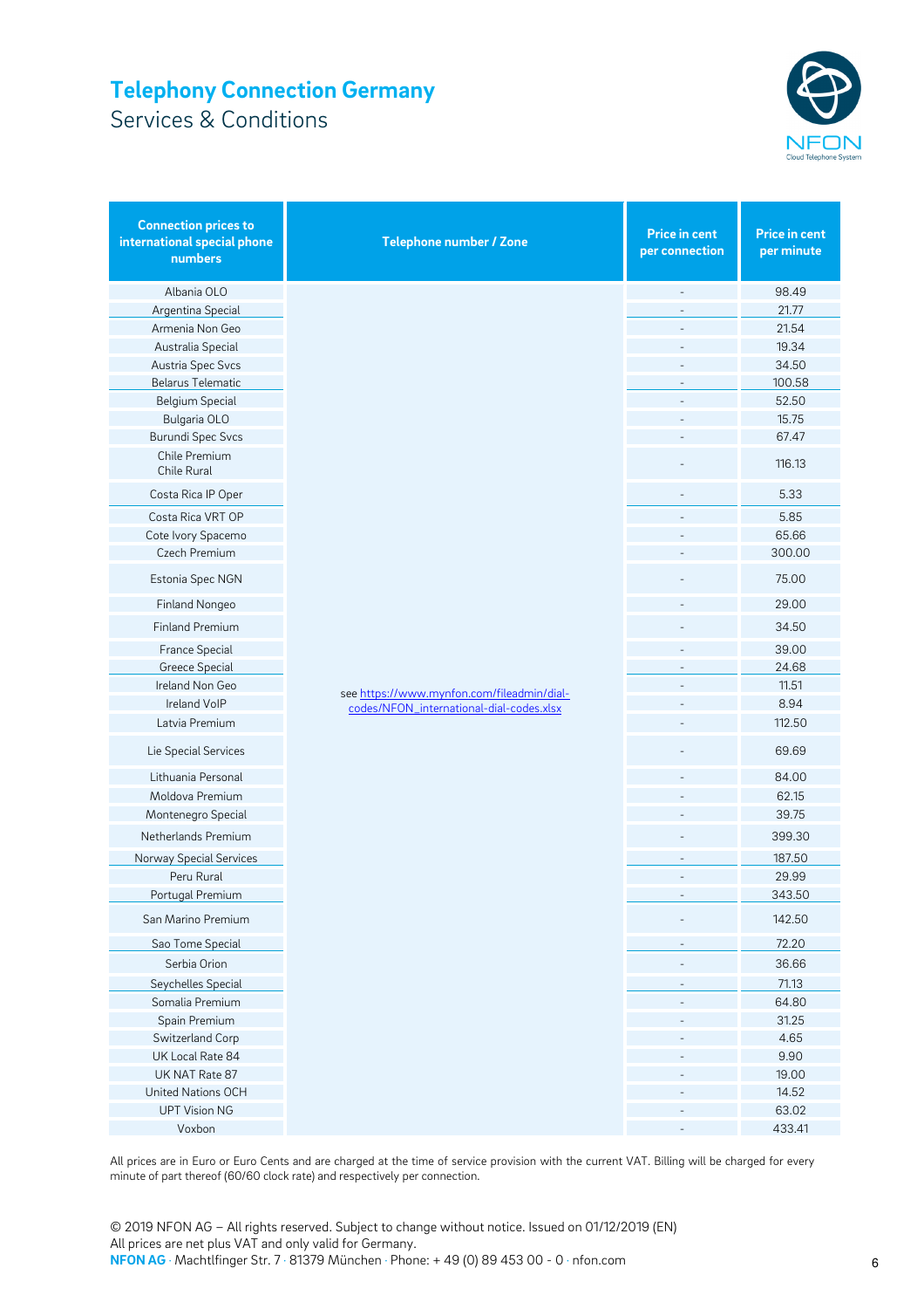# Telephony Connection Germany

Services & Conditions

| Connection prices to international special phone numbers | Telephone number / Zone | Price in cent per connection | Price in cent per minute |
|---|---|---|---|
| Albania OLO | see https://www.mynfon.com/fileadmin/dial-codes/NFON_international-dial-codes.xlsx | - | 98.49 |
| Argentina Special | | - | 21.77 |
| Armenia Non Geo | | - | 21.54 |
| Australia Special | | - | 19.34 |
| Austria Spec Svcs | | - | 34.50 |
| Belarus Telematic | | - | 100.58 |
| Belgium Special | | - | 52.50 |
| Bulgaria OLO | | - | 15.75 |
| Burundi Spec Svcs | | - | 67.47 |
| Chile Premium Chile Rural | | - | 116.13 |
| Costa Rica IP Oper | | - | 5.33 |
| Costa Rica VRT OP | | - | 5.85 |
| Cote Ivory Spacemo | | - | 65.66 |
| Czech Premium | | - | 300.00 |
| Estonia Spec NGN | | - | 75.00 |
| Finland Nongeo | | - | 29.00 |
| Finland Premium | | - | 34.50 |
| France Special | | - | 39.00 |
| Greece Special | | - | 24.68 |
| Ireland Non Geo | | - | 11.51 |
| Ireland VoIP | | - | 8.94 |
| Latvia Premium | | - | 112.50 |
| Lie Special Services | | - | 69.69 |
| Lithuania Personal | | - | 84.00 |
| Moldova Premium | | - | 62.15 |
| Montenegro Special | | - | 39.75 |
| Netherlands Premium | | - | 399.30 |
| Norway Special Services | | - | 187.50 |
| Peru Rural | | - | 29.99 |
| Portugal Premium | | - | 343.50 |
| San Marino Premium | | - | 142.50 |
| Sao Tome Special | | - | 72.20 |
| Serbia Orion | | - | 36.66 |
| Seychelles Special | | - | 71.13 |
| Somalia Premium | | - | 64.80 |
| Spain Premium | | - | 31.25 |
| Switzerland Corp | | - | 4.65 |
| UK Local Rate 84 | | - | 9.90 |
| UK NAT Rate 87 | | - | 19.00 |
| United Nations OCH | | - | 14.52 |
| UPT Vision NG | | - | 63.02 |
| Voxbon | | - | 433.41 |

All prices are in Euro or Euro Cents and are charged at the time of service provision with the current VAT. Billing will be charged for every minute of part thereof (60/60 clock rate) and respectively per connection.

© 2019 NFON AG – All rights reserved. Subject to change without notice. Issued on 01/12/2019 (EN)
All prices are net plus VAT and only valid for Germany.
**NFON AG** · Machtlfinger Str. 7 · 81379 München · Phone: + 49 (0) 89 453 00 - 0 · nfon.com